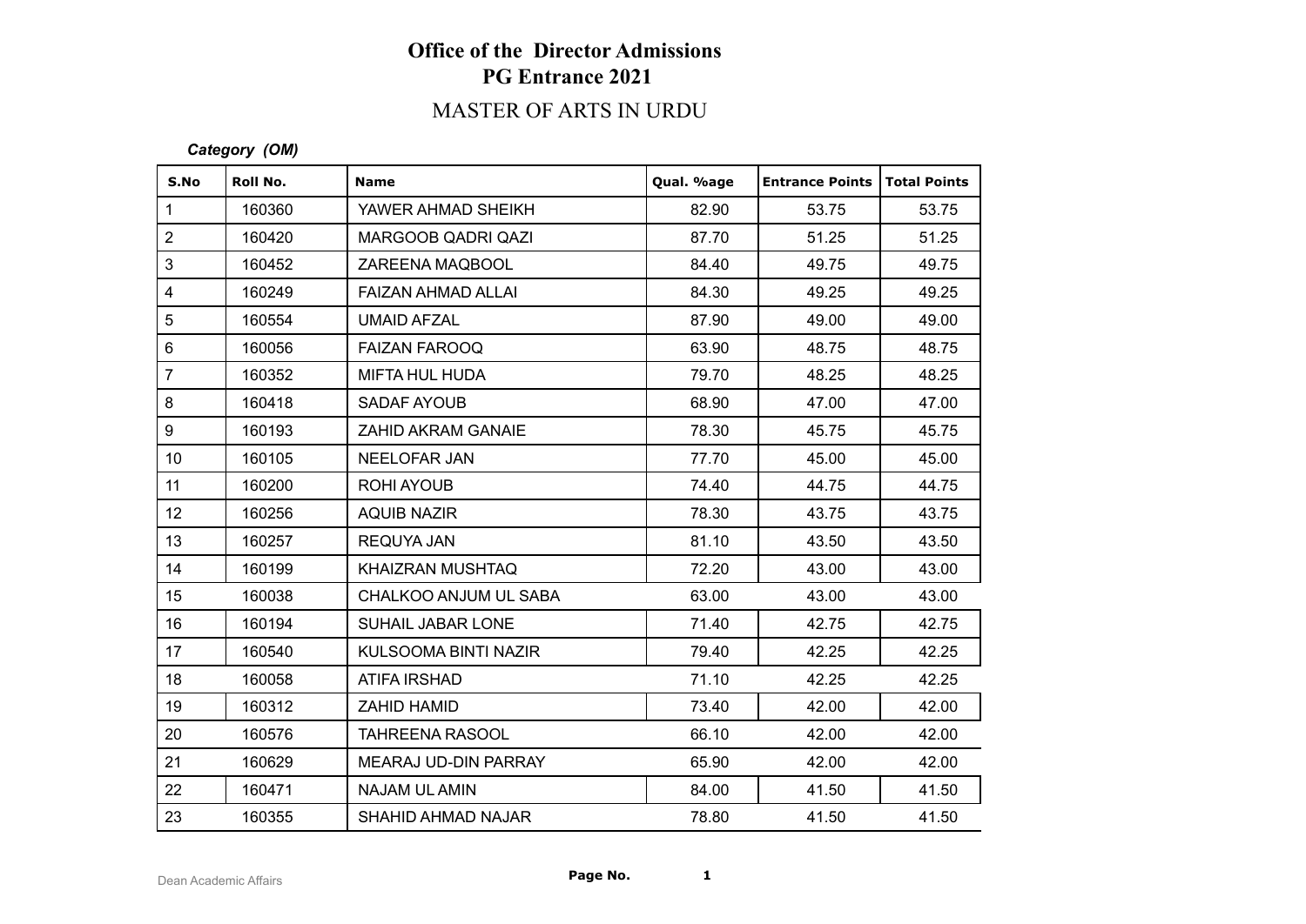# Office of the Director Admissions
## PG Entrance 2021
## MASTER OF ARTS IN URDU

*Category (OM)*

| S.No | Roll No. | Name | Qual. %age | Entrance Points | Total Points |
|---|---|---|---|---|---|
| 1 | 160360 | YAWER AHMAD SHEIKH | 82.90 | 53.75 | 53.75 |
| 2 | 160420 | MARGOOB QADRI QAZI | 87.70 | 51.25 | 51.25 |
| 3 | 160452 | ZAREENA MAQBOOL | 84.40 | 49.75 | 49.75 |
| 4 | 160249 | FAIZAN AHMAD ALLAI | 84.30 | 49.25 | 49.25 |
| 5 | 160554 | UMAID AFZAL | 87.90 | 49.00 | 49.00 |
| 6 | 160056 | FAIZAN FAROOQ | 63.90 | 48.75 | 48.75 |
| 7 | 160352 | MIFTA HUL HUDA | 79.70 | 48.25 | 48.25 |
| 8 | 160418 | SADAF AYOUB | 68.90 | 47.00 | 47.00 |
| 9 | 160193 | ZAHID AKRAM GANAIE | 78.30 | 45.75 | 45.75 |
| 10 | 160105 | NEELOFAR JAN | 77.70 | 45.00 | 45.00 |
| 11 | 160200 | ROHI AYOUB | 74.40 | 44.75 | 44.75 |
| 12 | 160256 | AQUIB NAZIR | 78.30 | 43.75 | 43.75 |
| 13 | 160257 | REQUYA JAN | 81.10 | 43.50 | 43.50 |
| 14 | 160199 | KHAIZRAN MUSHTAQ | 72.20 | 43.00 | 43.00 |
| 15 | 160038 | CHALKOO ANJUM UL SABA | 63.00 | 43.00 | 43.00 |
| 16 | 160194 | SUHAIL JABAR LONE | 71.40 | 42.75 | 42.75 |
| 17 | 160540 | KULSOOMA BINTI NAZIR | 79.40 | 42.25 | 42.25 |
| 18 | 160058 | ATIFA IRSHAD | 71.10 | 42.25 | 42.25 |
| 19 | 160312 | ZAHID HAMID | 73.40 | 42.00 | 42.00 |
| 20 | 160576 | TAHREENA RASOOL | 66.10 | 42.00 | 42.00 |
| 21 | 160629 | MEARAJ UD-DIN PARRAY | 65.90 | 42.00 | 42.00 |
| 22 | 160471 | NAJAM UL AMIN | 84.00 | 41.50 | 41.50 |
| 23 | 160355 | SHAHID AHMAD NAJAR | 78.80 | 41.50 | 41.50 |

Dean Academic Affairs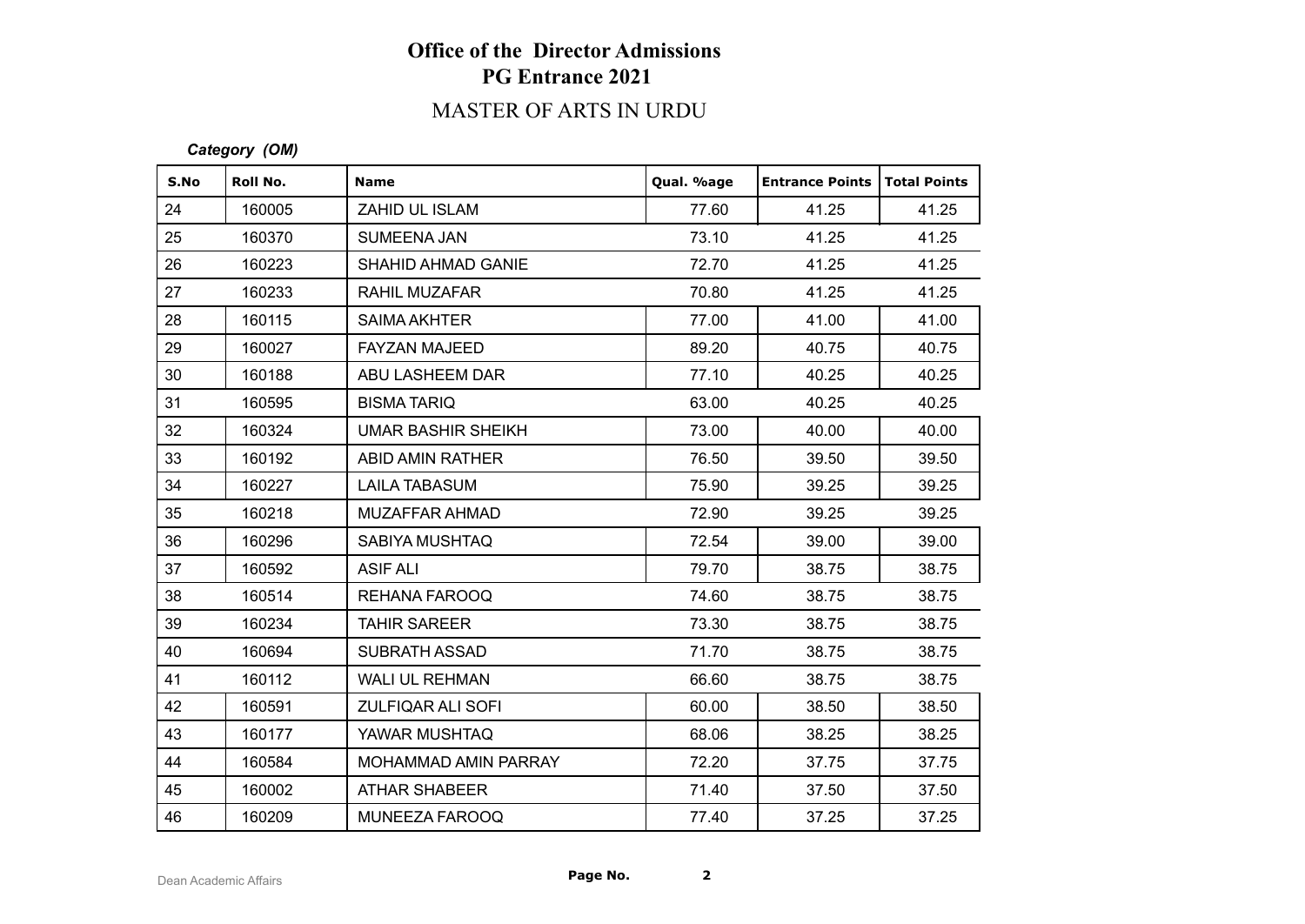# Office of the Director Admissions
## PG Entrance 2021
### MASTER OF ARTS IN URDU

***Category (OM)***

| S.No | Roll No. | Name | Qual. %age | Entrance Points | Total Points |
|---|---|---|---|---|---|
| 24 | 160005 | ZAHID UL ISLAM | 77.60 | 41.25 | 41.25 |
| 25 | 160370 | SUMEENA JAN | 73.10 | 41.25 | 41.25 |
| 26 | 160223 | SHAHID AHMAD GANIE | 72.70 | 41.25 | 41.25 |
| 27 | 160233 | RAHIL MUZAFAR | 70.80 | 41.25 | 41.25 |
| 28 | 160115 | SAIMA AKHTER | 77.00 | 41.00 | 41.00 |
| 29 | 160027 | FAYZAN MAJEED | 89.20 | 40.75 | 40.75 |
| 30 | 160188 | ABU LASHEEM DAR | 77.10 | 40.25 | 40.25 |
| 31 | 160595 | BISMA TARIQ | 63.00 | 40.25 | 40.25 |
| 32 | 160324 | UMAR BASHIR SHEIKH | 73.00 | 40.00 | 40.00 |
| 33 | 160192 | ABID AMIN RATHER | 76.50 | 39.50 | 39.50 |
| 34 | 160227 | LAILA TABASUM | 75.90 | 39.25 | 39.25 |
| 35 | 160218 | MUZAFFAR AHMAD | 72.90 | 39.25 | 39.25 |
| 36 | 160296 | SABIYA MUSHTAQ | 72.54 | 39.00 | 39.00 |
| 37 | 160592 | ASIF ALI | 79.70 | 38.75 | 38.75 |
| 38 | 160514 | REHANA FAROOQ | 74.60 | 38.75 | 38.75 |
| 39 | 160234 | TAHIR SAREER | 73.30 | 38.75 | 38.75 |
| 40 | 160694 | SUBRATH ASSAD | 71.70 | 38.75 | 38.75 |
| 41 | 160112 | WALI UL REHMAN | 66.60 | 38.75 | 38.75 |
| 42 | 160591 | ZULFIQAR ALI SOFI | 60.00 | 38.50 | 38.50 |
| 43 | 160177 | YAWAR MUSHTAQ | 68.06 | 38.25 | 38.25 |
| 44 | 160584 | MOHAMMAD AMIN PARRAY | 72.20 | 37.75 | 37.75 |
| 45 | 160002 | ATHAR SHABEER | 71.40 | 37.50 | 37.50 |
| 46 | 160209 | MUNEEZA FAROOQ | 77.40 | 37.25 | 37.25 |

Dean Academic Affairs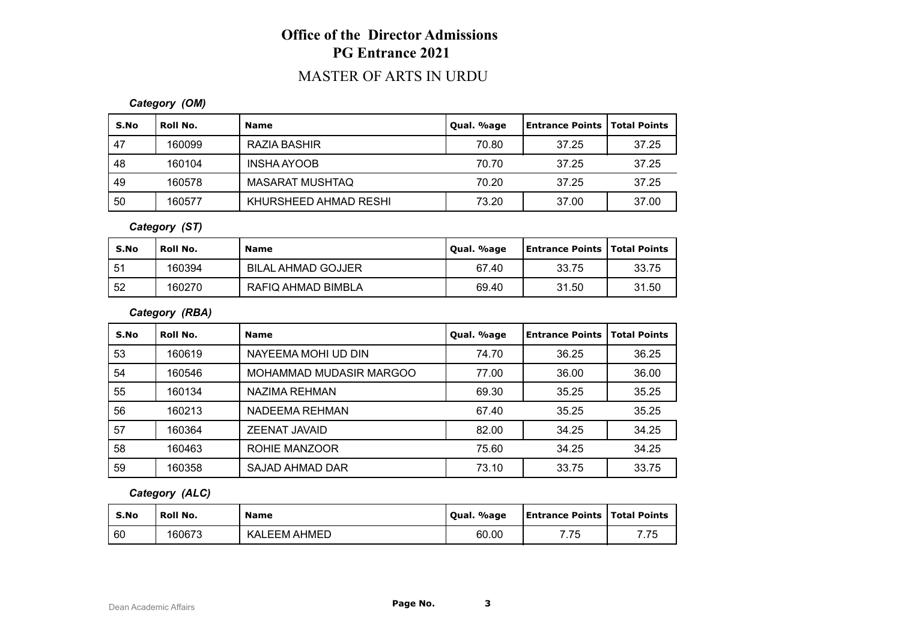# Office of the Director Admissions
## PG Entrance 2021
## MASTER OF ARTS IN URDU

***Category (OM)***

| S.No | Roll No. | Name | Qual. %age | Entrance Points | Total Points |
|---|---|---|---|---|---|
| 47 | 160099 | RAZIA BASHIR | 70.80 | 37.25 | 37.25 |
| 48 | 160104 | INSHA AYOOB | 70.70 | 37.25 | 37.25 |
| 49 | 160578 | MASARAT MUSHTAQ | 70.20 | 37.25 | 37.25 |
| 50 | 160577 | KHURSHEED AHMAD RESHI | 73.20 | 37.00 | 37.00 |

***Category (ST)***

| S.No | Roll No. | Name | Qual. %age | Entrance Points | Total Points |
|---|---|---|---|---|---|
| 51 | 160394 | BILAL AHMAD GOJJER | 67.40 | 33.75 | 33.75 |
| 52 | 160270 | RAFIQ AHMAD BIMBLA | 69.40 | 31.50 | 31.50 |

***Category (RBA)***

| S.No | Roll No. | Name | Qual. %age | Entrance Points | Total Points |
|---|---|---|---|---|---|
| 53 | 160619 | NAYEEMA MOHI UD DIN | 74.70 | 36.25 | 36.25 |
| 54 | 160546 | MOHAMMAD MUDASIR MARGOO | 77.00 | 36.00 | 36.00 |
| 55 | 160134 | NAZIMA REHMAN | 69.30 | 35.25 | 35.25 |
| 56 | 160213 | NADEEMA REHMAN | 67.40 | 35.25 | 35.25 |
| 57 | 160364 | ZEENAT JAVAID | 82.00 | 34.25 | 34.25 |
| 58 | 160463 | ROHIE MANZOOR | 75.60 | 34.25 | 34.25 |
| 59 | 160358 | SAJAD AHMAD DAR | 73.10 | 33.75 | 33.75 |

***Category (ALC)***

| S.No | Roll No. | Name | Qual. %age | Entrance Points | Total Points |
|---|---|---|---|---|---|
| 60 | 160673 | KALEEM AHMED | 60.00 | 7.75 | 7.75 |

Dean Academic Affairs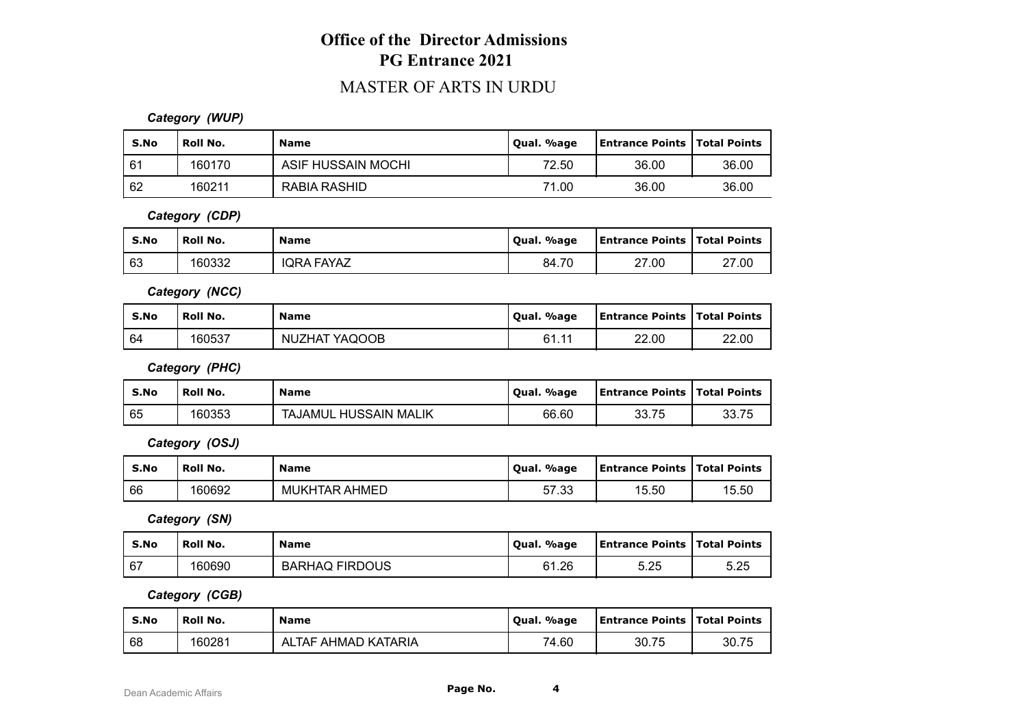# Office of the Director Admissions
## PG Entrance 2021

### MASTER OF ARTS IN URDU

***Category (WUP)***

| S.No | Roll No. | Name | Qual. %age | Entrance Points | Total Points |
|---|---|---|---|---|---|
| 61 | 160170 | ASIF HUSSAIN MOCHI | 72.50 | 36.00 | 36.00 |
| 62 | 160211 | RABIA RASHID | 71.00 | 36.00 | 36.00 |

***Category (CDP)***

| S.No | Roll No. | Name | Qual. %age | Entrance Points | Total Points |
|---|---|---|---|---|---|
| 63 | 160332 | IQRA FAYAZ | 84.70 | 27.00 | 27.00 |

***Category (NCC)***

| S.No | Roll No. | Name | Qual. %age | Entrance Points | Total Points |
|---|---|---|---|---|---|
| 64 | 160537 | NUZHAT YAQOOB | 61.11 | 22.00 | 22.00 |

***Category (PHC)***

| S.No | Roll No. | Name | Qual. %age | Entrance Points | Total Points |
|---|---|---|---|---|---|
| 65 | 160353 | TAJAMUL HUSSAIN MALIK | 66.60 | 33.75 | 33.75 |

***Category (OSJ)***

| S.No | Roll No. | Name | Qual. %age | Entrance Points | Total Points |
|---|---|---|---|---|---|
| 66 | 160692 | MUKHTAR AHMED | 57.33 | 15.50 | 15.50 |

***Category (SN)***

| S.No | Roll No. | Name | Qual. %age | Entrance Points | Total Points |
|---|---|---|---|---|---|
| 67 | 160690 | BARHAQ FIRDOUS | 61.26 | 5.25 | 5.25 |

***Category (CGB)***

| S.No | Roll No. | Name | Qual. %age | Entrance Points | Total Points |
|---|---|---|---|---|---|
| 68 | 160281 | ALTAF AHMAD KATARIA | 74.60 | 30.75 | 30.75 |

Dean Academic Affairs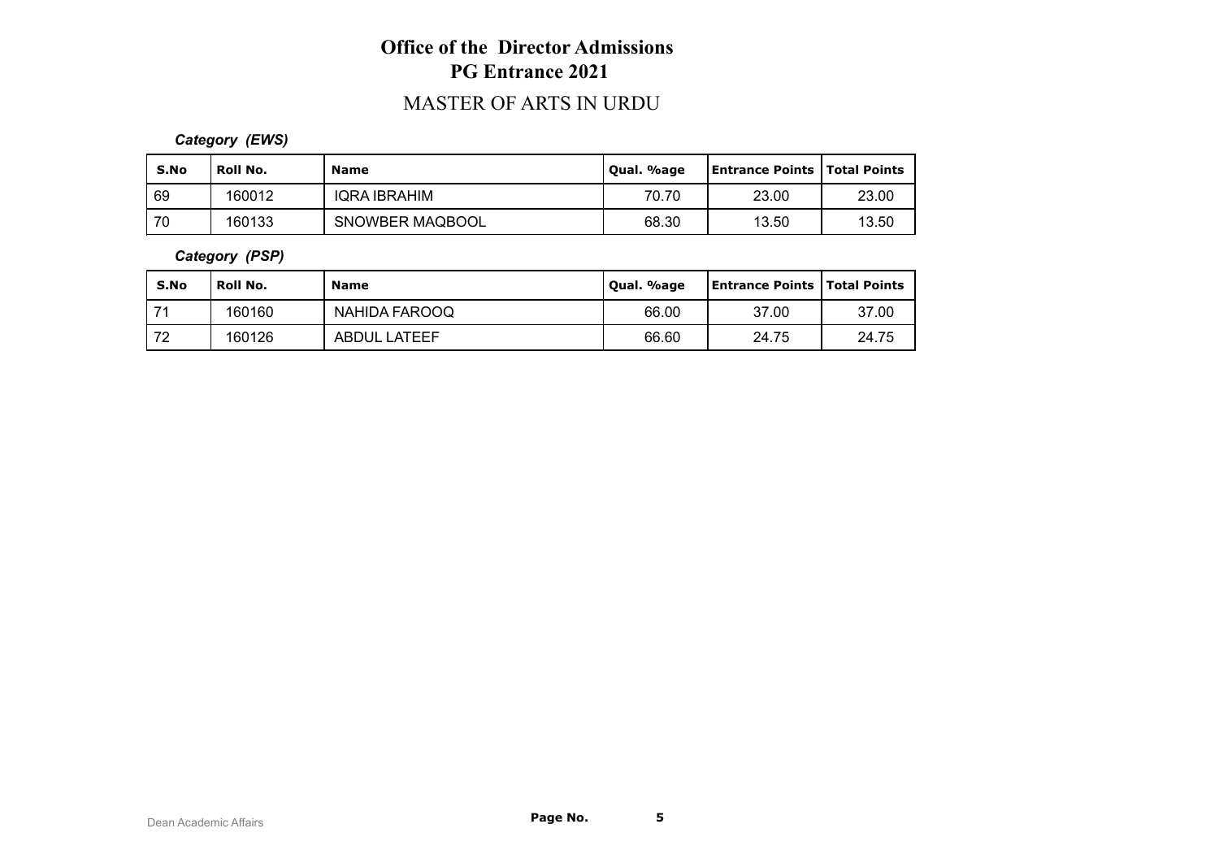# Office of the Director Admissions
# PG Entrance 2021

## MASTER OF ARTS IN URDU

***Category (EWS)***

| S.No | Roll No. | Name | Qual. %age | Entrance Points | Total Points |
|---|---|---|---|---|---|
| 69 | 160012 | IQRA IBRAHIM | 70.70 | 23.00 | 23.00 |
| 70 | 160133 | SNOWBER MAQBOOL | 68.30 | 13.50 | 13.50 |

***Category (PSP)***

| S.No | Roll No. | Name | Qual. %age | Entrance Points | Total Points |
|---|---|---|---|---|---|
| 71 | 160160 | NAHIDA FAROOQ | 66.00 | 37.00 | 37.00 |
| 72 | 160126 | ABDUL LATEEF | 66.60 | 24.75 | 24.75 |

Dean Academic Affairs